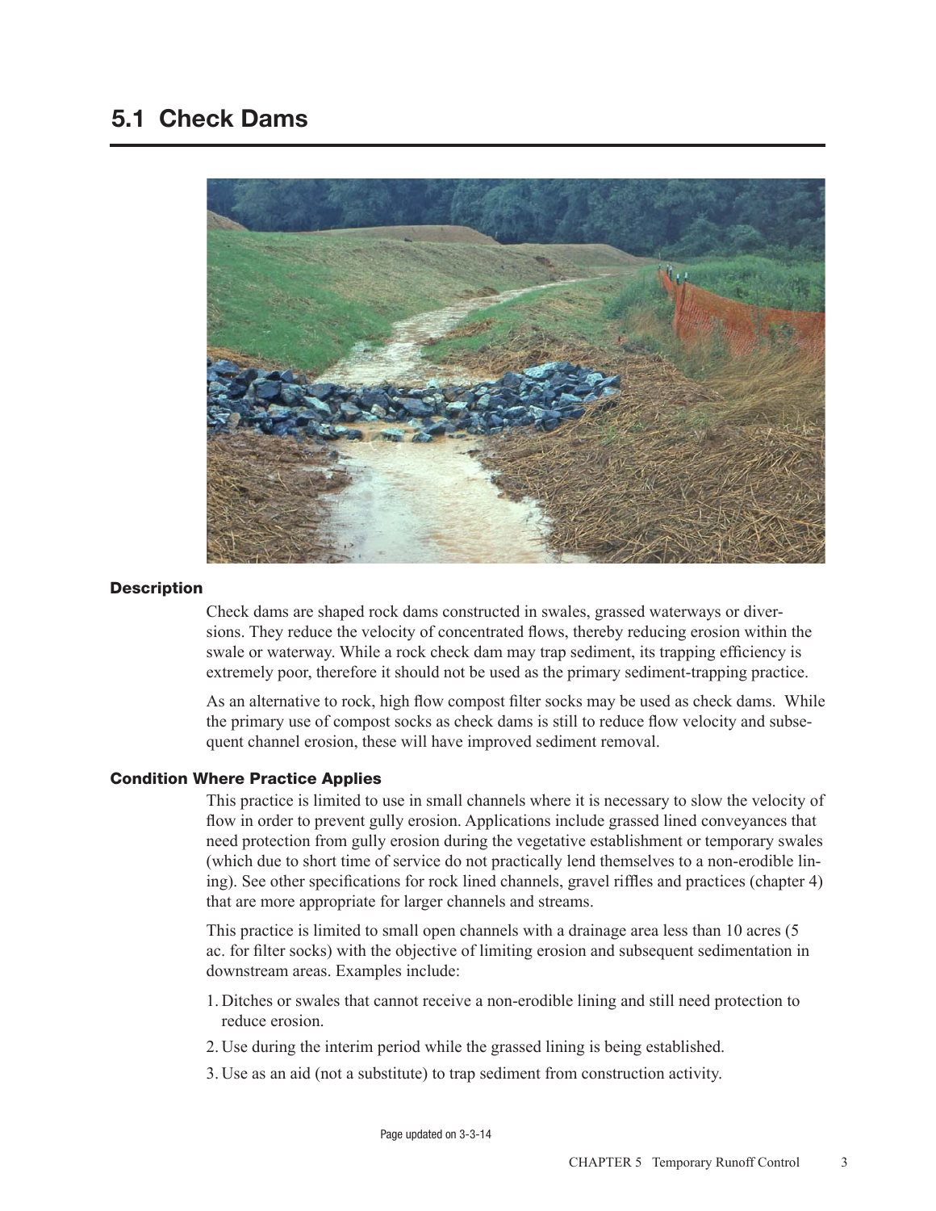# 5.1 Check Dams

### Description

Check dams are shaped rock dams constructed in swales, grassed waterways or diversions. They reduce the velocity of concentrated flows, thereby reducing erosion within the swale or waterway. While a rock check dam may trap sediment, its trapping efficiency is extremely poor, therefore it should not be used as the primary sediment-trapping practice.

As an alternative to rock, high flow compost filter socks may be used as check dams. While the primary use of compost socks as check dams is still to reduce flow velocity and subsequent channel erosion, these will have improved sediment removal.

### Condition Where Practice Applies

This practice is limited to use in small channels where it is necessary to slow the velocity of flow in order to prevent gully erosion. Applications include grassed lined conveyances that need protection from gully erosion during the vegetative establishment or temporary swales (which due to short time of service do not practically lend themselves to a non-erodible lining). See other specifications for rock lined channels, gravel riffles and practices (chapter 4) that are more appropriate for larger channels and streams.

This practice is limited to small open channels with a drainage area less than 10 acres (5 ac. for filter socks) with the objective of limiting erosion and subsequent sedimentation in downstream areas. Examples include:

1. Ditches or swales that cannot receive a non-erodible lining and still need protection to reduce erosion.
2. Use during the interim period while the grassed lining is being established.
3. Use as an aid (not a substitute) to trap sediment from construction activity.

Page updated on 3-3-14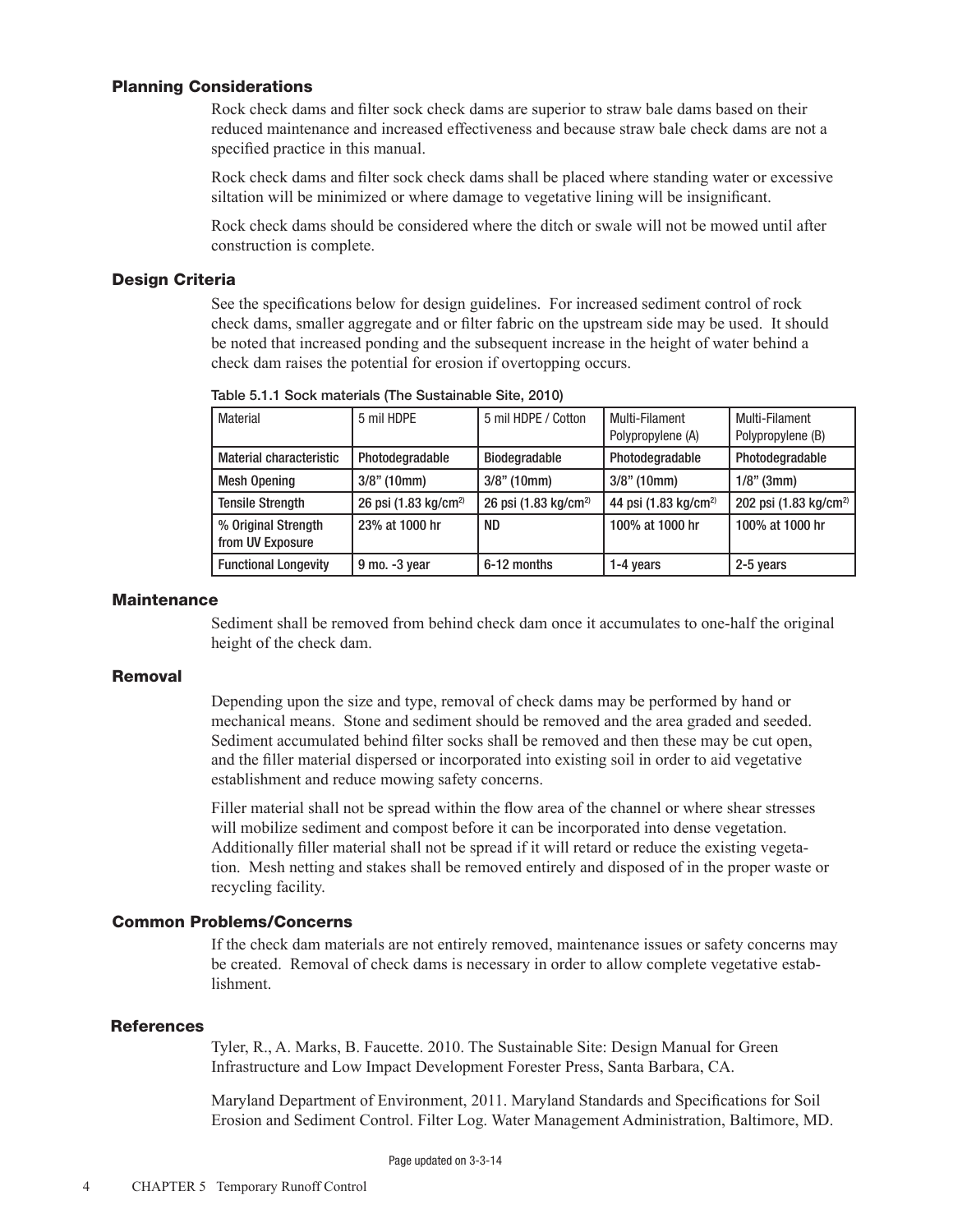### Planning Considerations

Rock check dams and filter sock check dams are superior to straw bale dams based on their reduced maintenance and increased effectiveness and because straw bale check dams are not a specified practice in this manual.

Rock check dams and filter sock check dams shall be placed where standing water or excessive siltation will be minimized or where damage to vegetative lining will be insignificant.

Rock check dams should be considered where the ditch or swale will not be mowed until after construction is complete.

### Design Criteria

See the specifications below for design guidelines. For increased sediment control of rock check dams, smaller aggregate and or filter fabric on the upstream side may be used. It should be noted that increased ponding and the subsequent increase in the height of water behind a check dam raises the potential for erosion if overtopping occurs.

Table 5.1.1 Sock materials (The Sustainable Site, 2010)

| Material | 5 mil HDPE | 5 mil HDPE / Cotton | Multi-Filament Polypropylene (A) | Multi-Filament Polypropylene (B) |
|---|---|---|---|---|
| Material characteristic | Photodegradable | Biodegradable | Photodegradable | Photodegradable |
| Mesh Opening | 3/8" (10mm) | 3/8" (10mm) | 3/8" (10mm) | 1/8" (3mm) |
| Tensile Strength | 26 psi (1.83 kg/cm$^{2)}$ | 26 psi (1.83 kg/cm$^{2)}$ | 44 psi (1.83 kg/cm$^{2)}$ | 202 psi (1.83 kg/cm$^{2)}$ |
| % Original Strength from UV Exposure | 23% at 1000 hr | ND | 100% at 1000 hr | 100% at 1000 hr |
| Functional Longevity | 9 mo. -3 year | 6-12 months | 1-4 years | 2-5 years |

### Maintenance

Sediment shall be removed from behind check dam once it accumulates to one-half the original height of the check dam.

### Removal

Depending upon the size and type, removal of check dams may be performed by hand or mechanical means. Stone and sediment should be removed and the area graded and seeded. Sediment accumulated behind filter socks shall be removed and then these may be cut open, and the filler material dispersed or incorporated into existing soil in order to aid vegetative establishment and reduce mowing safety concerns.

Filler material shall not be spread within the flow area of the channel or where shear stresses will mobilize sediment and compost before it can be incorporated into dense vegetation. Additionally filler material shall not be spread if it will retard or reduce the existing vegetation. Mesh netting and stakes shall be removed entirely and disposed of in the proper waste or recycling facility.

### Common Problems/Concerns

If the check dam materials are not entirely removed, maintenance issues or safety concerns may be created. Removal of check dams is necessary in order to allow complete vegetative establishment.

### References

Tyler, R., A. Marks, B. Faucette. 2010. The Sustainable Site: Design Manual for Green Infrastructure and Low Impact Development Forester Press, Santa Barbara, CA.

Maryland Department of Environment, 2011. Maryland Standards and Specifications for Soil Erosion and Sediment Control. Filter Log. Water Management Administration, Baltimore, MD.

Page updated on 3-3-14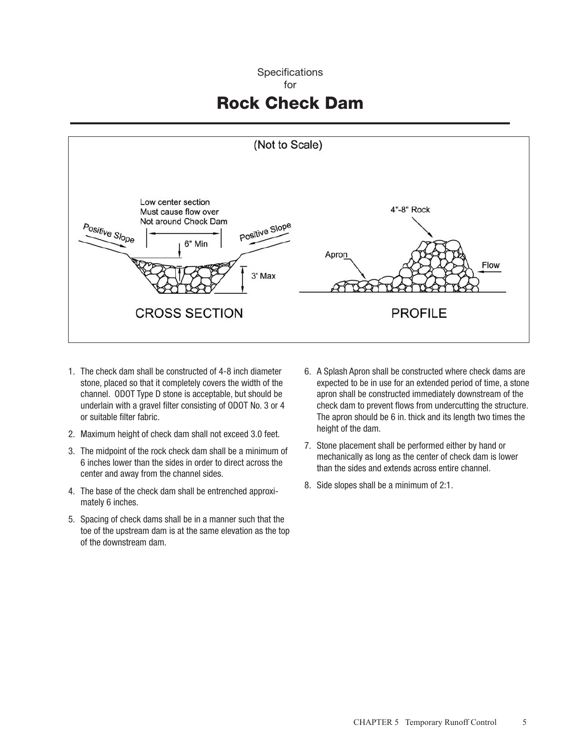Specifications
for

# Rock Check Dam

(Not to Scale)

Low center section
Must cause flow over
Not around Check Dam

Positive Slope

Positive Slope

6" Min

3' Max

CROSS SECTION

4"-8" Rock

Apron

Flow

PROFILE

1. The check dam shall be constructed of 4-8 inch diameter stone, placed so that it completely covers the width of the channel. ODOT Type D stone is acceptable, but should be underlain with a gravel filter consisting of ODOT No. 3 or 4 or suitable filter fabric.
2. Maximum height of check dam shall not exceed 3.0 feet.
3. The midpoint of the rock check dam shall be a minimum of 6 inches lower than the sides in order to direct across the center and away from the channel sides.
4. The base of the check dam shall be entrenched approximately 6 inches.
5. Spacing of check dams shall be in a manner such that the toe of the upstream dam is at the same elevation as the top of the downstream dam.
6. A Splash Apron shall be constructed where check dams are expected to be in use for an extended period of time, a stone apron shall be constructed immediately downstream of the check dam to prevent flows from undercutting the structure. The apron should be 6 in. thick and its length two times the height of the dam.
7. Stone placement shall be performed either by hand or mechanically as long as the center of check dam is lower than the sides and extends across entire channel.
8. Side slopes shall be a minimum of 2:1.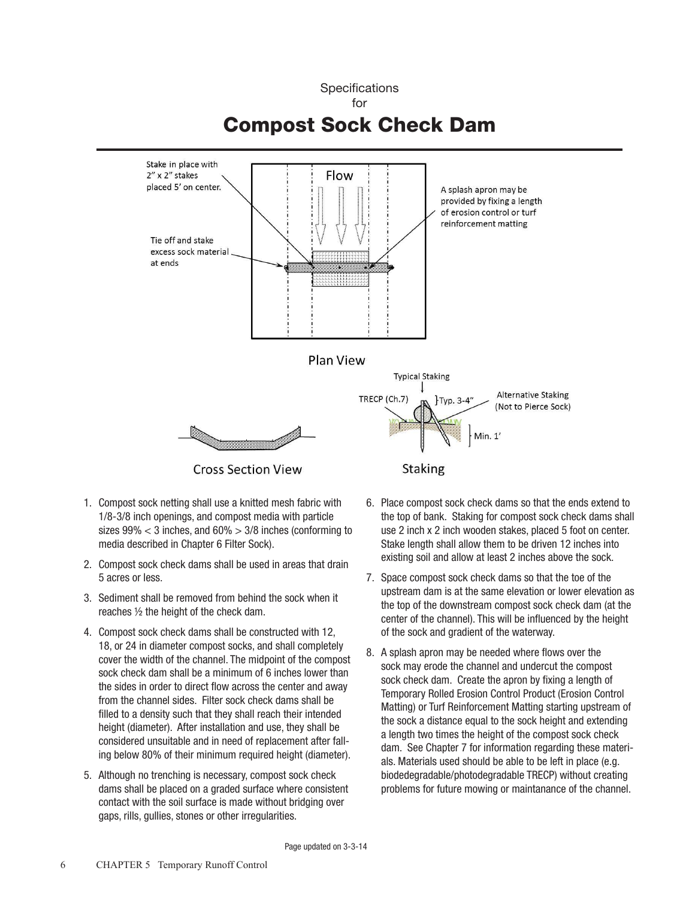Specifications
for

# Compost Sock Check Dam

Stake in place with 2" x 2" stakes placed 5' on center.

Flow

A splash apron may be provided by fixing a length of erosion control or turf reinforcement matting

Tie off and stake excess sock material at ends

Plan View

Typical Staking

TRECP (Ch.7)

Typ. 3-4"

Alternative Staking (Not to Pierce Sock)

Min. 1'

Cross Section View

Staking

1. Compost sock netting shall use a knitted mesh fabric with 1/8-3/8 inch openings, and compost media with particle sizes 99% < 3 inches, and 60% > 3/8 inches (conforming to media described in Chapter 6 Filter Sock).
2. Compost sock check dams shall be used in areas that drain 5 acres or less.
3. Sediment shall be removed from behind the sock when it reaches ½ the height of the check dam.
4. Compost sock check dams shall be constructed with 12, 18, or 24 in diameter compost socks, and shall completely cover the width of the channel. The midpoint of the compost sock check dam shall be a minimum of 6 inches lower than the sides in order to direct flow across the center and away from the channel sides. Filter sock check dams shall be filled to a density such that they shall reach their intended height (diameter). After installation and use, they shall be considered unsuitable and in need of replacement after falling below 80% of their minimum required height (diameter).
5. Although no trenching is necessary, compost sock check dams shall be placed on a graded surface where consistent contact with the soil surface is made without bridging over gaps, rills, gullies, stones or other irregularities.
6. Place compost sock check dams so that the ends extend to the top of bank. Staking for compost sock check dams shall use 2 inch x 2 inch wooden stakes, placed 5 foot on center. Stake length shall allow them to be driven 12 inches into existing soil and allow at least 2 inches above the sock.
7. Space compost sock check dams so that the toe of the upstream dam is at the same elevation or lower elevation as the top of the downstream compost sock check dam (at the center of the channel). This will be influenced by the height of the sock and gradient of the waterway.
8. A splash apron may be needed where flows over the sock may erode the channel and undercut the compost sock check dam. Create the apron by fixing a length of Temporary Rolled Erosion Control Product (Erosion Control Matting) or Turf Reinforcement Matting starting upstream of the sock a distance equal to the sock height and extending a length two times the height of the compost sock check dam. See Chapter 7 for information regarding these materials. Materials used should be able to be left in place (e.g. biodedegradable/photodegradable TRECP) without creating problems for future mowing or maintanance of the channel.

Page updated on 3-3-14